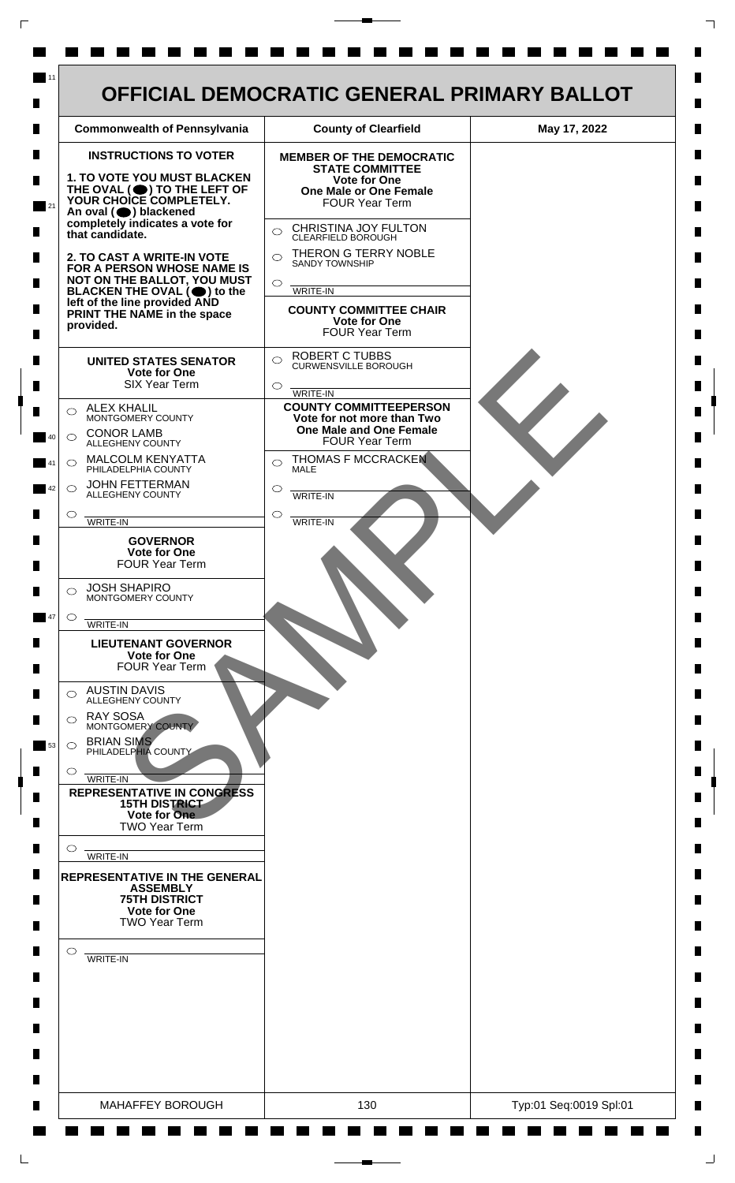# OFFICIAL DEMOCRATIC GENERAL PRIMARY BALLOT

| Commonwealth of Pennsylvania | County of Clearfield | May 17, 2022 |
|---|---|---|

## INSTRUCTIONS TO VOTER

**1. TO VOTE YOU MUST BLACKEN THE OVAL (⬤) TO THE LEFT OF YOUR CHOICE COMPLETELY.** An oval (⬤) blackened completely indicates a vote for that candidate.

**2. TO CAST A WRITE-IN VOTE FOR A PERSON WHOSE NAME IS NOT ON THE BALLOT, YOU MUST BLACKEN THE OVAL (⬤) to the left of the line provided AND PRINT THE NAME in the space provided.**

### UNITED STATES SENATOR
**Vote for One**
SIX Year Term

- ○ ALEX KHALIL — MONTGOMERY COUNTY
- ○ CONOR LAMB — ALLEGHENY COUNTY
- ○ MALCOLM KENYATTA — PHILADELPHIA COUNTY
- ○ JOHN FETTERMAN — ALLEGHENY COUNTY
- ○ ______ WRITE-IN

### GOVERNOR
**Vote for One**
FOUR Year Term

- ○ JOSH SHAPIRO — MONTGOMERY COUNTY
- ○ ______ WRITE-IN

### LIEUTENANT GOVERNOR
**Vote for One**
FOUR Year Term

- ○ AUSTIN DAVIS — ALLEGHENY COUNTY
- ○ RAY SOSA — MONTGOMERY COUNTY
- ○ BRIAN SIMS — PHILADELPHIA COUNTY
- ○ ______ WRITE-IN

### REPRESENTATIVE IN CONGRESS
**15TH DISTRICT**
**Vote for One**
TWO Year Term

- ○ ______ WRITE-IN

### REPRESENTATIVE IN THE GENERAL ASSEMBLY
**75TH DISTRICT**
**Vote for One**
TWO Year Term

- ○ ______ WRITE-IN

### MEMBER OF THE DEMOCRATIC STATE COMMITTEE
**Vote for One**
**One Male or One Female**
FOUR Year Term

- ○ CHRISTINA JOY FULTON — CLEARFIELD BOROUGH
- ○ THERON G TERRY NOBLE — SANDY TOWNSHIP
- ○ ______ WRITE-IN

### COUNTY COMMITTEE CHAIR
**Vote for One**
FOUR Year Term

- ○ ROBERT C TUBBS — CURWENSVILLE BOROUGH
- ○ ______ WRITE-IN

### COUNTY COMMITTEEPERSON
**Vote for not more than Two**
**One Male and One Female**
FOUR Year Term

- ○ THOMAS F MCCRACKEN — MALE
- ○ ______ WRITE-IN
- ○ ______ WRITE-IN

SAMPLE

| MAHAFFEY BOROUGH | 130 | Typ:01 Seq:0019 Spl:01 |
|---|---|---|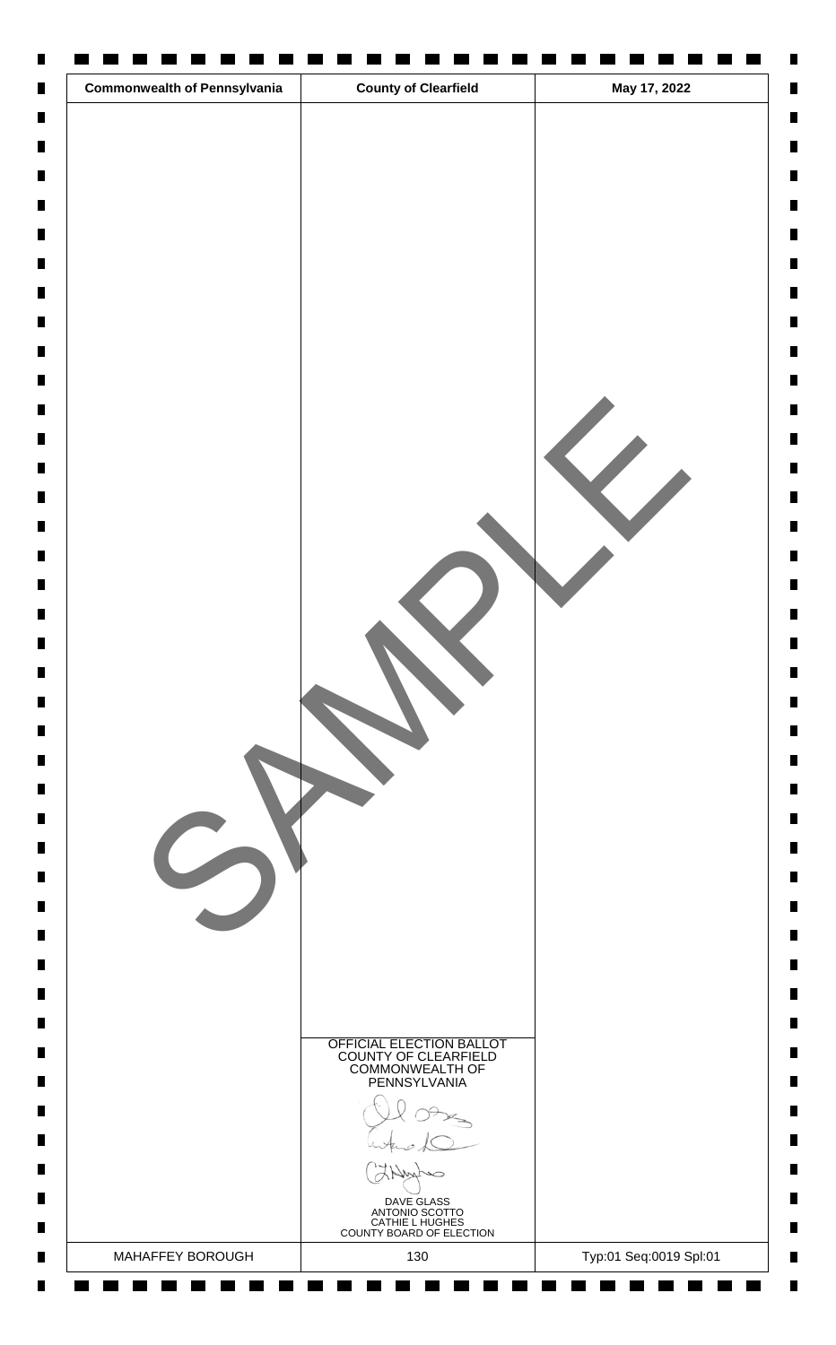| Commonwealth of Pennsylvania | County of Clearfield | May 17, 2022 |
| --- | --- | --- |
| | OFFICIAL ELECTION BALLOT<br>COUNTY OF CLEARFIELD<br>COMMONWEALTH OF PENNSYLVANIA<br><br>DAVE GLASS<br>ANTONIO SCOTTO<br>CATHIE L HUGHES<br>COUNTY BOARD OF ELECTION | |
| MAHAFFEY BOROUGH | 130 | Typ:01 Seq:0019 Spl:01 |

SAMPLE